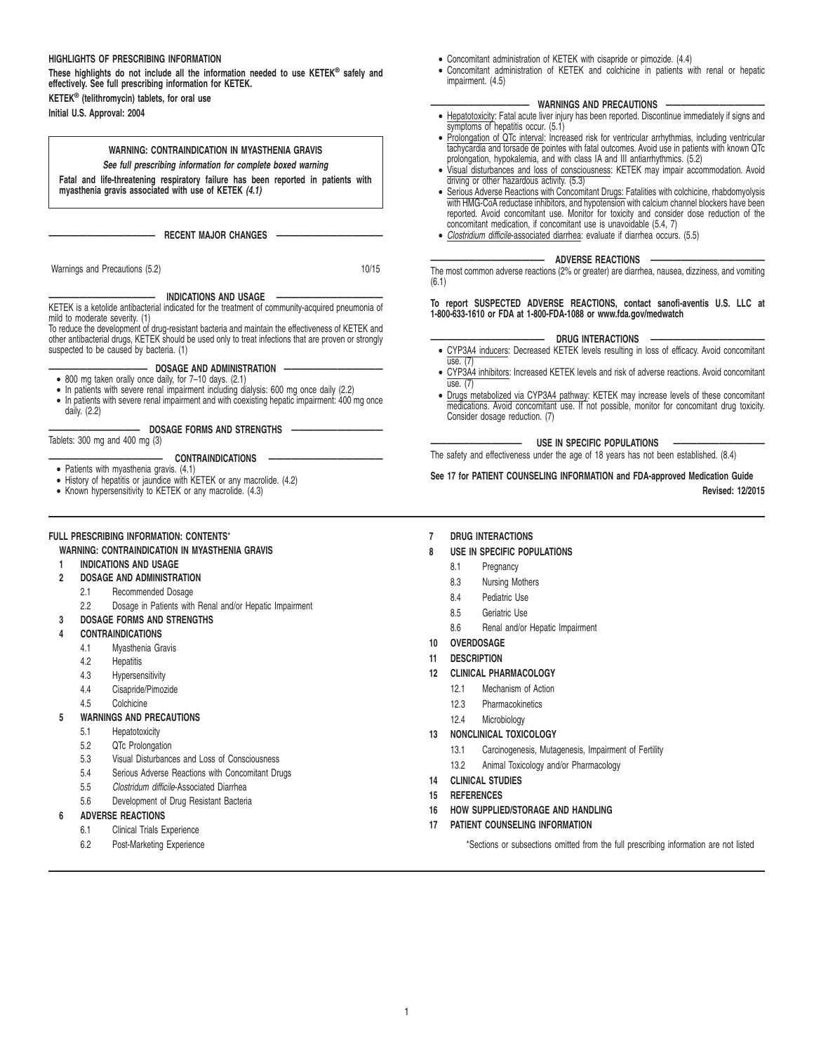# HIGHLIGHTS OF PRESCRIBING INFORMATION

**These highlights do not include all the information needed to use KETEK® safely and effectively. See full prescribing information for KETEK.**

**KETEK® (telithromycin) tablets, for oral use**

**Initial U.S. Approval: 2004**

> **WARNING: CONTRAINDICATION IN MYASTHENIA GRAVIS**
>
> ***See full prescribing information for complete boxed warning***
>
> **Fatal and life-threatening respiratory failure has been reported in patients with myasthenia gravis associated with use of KETEK *(4.1)***

## RECENT MAJOR CHANGES

Warnings and Precautions (5.2) 10/15

## INDICATIONS AND USAGE

KETEK is a ketolide antibacterial indicated for the treatment of community-acquired pneumonia of mild to moderate severity. (1)

To reduce the development of drug-resistant bacteria and maintain the effectiveness of KETEK and other antibacterial drugs, KETEK should be used only to treat infections that are proven or strongly suspected to be caused by bacteria. (1)

## DOSAGE AND ADMINISTRATION

- 800 mg taken orally once daily, for 7–10 days. (2.1)
- In patients with severe renal impairment including dialysis: 600 mg once daily (2.2)
- In patients with severe renal impairment and with coexisting hepatic impairment: 400 mg once daily. (2.2)

## DOSAGE FORMS AND STRENGTHS

Tablets: 300 mg and 400 mg (3)

## CONTRAINDICATIONS

- Patients with myasthenia gravis. (4.1)
- History of hepatitis or jaundice with KETEK or any macrolide. (4.2)
- Known hypersensitivity to KETEK or any macrolide. (4.3)
- Concomitant administration of KETEK with cisapride or pimozide. (4.4)
- Concomitant administration of KETEK and colchicine in patients with renal or hepatic impairment. (4.5)

## WARNINGS AND PRECAUTIONS

- Hepatotoxicity: Fatal acute liver injury has been reported. Discontinue immediately if signs and symptoms of hepatitis occur. (5.1)
- Prolongation of QTc interval: Increased risk for ventricular arrhythmias, including ventricular tachycardia and torsade de pointes with fatal outcomes. Avoid use in patients with known QTc prolongation, hypokalemia, and with class IA and III antiarrhythmics. (5.2)
- Visual disturbances and loss of consciousness: KETEK may impair accommodation. Avoid driving or other hazardous activity. (5.3)
- Serious Adverse Reactions with Concomitant Drugs: Fatalities with colchicine, rhabdomyolysis with HMG-CoA reductase inhibitors, and hypotension with calcium channel blockers have been reported. Avoid concomitant use. Monitor for toxicity and consider dose reduction of the concomitant medication, if concomitant use is unavoidable (5.4, 7)
- *Clostridium difficile*-associated diarrhea: evaluate if diarrhea occurs. (5.5)

## ADVERSE REACTIONS

The most common adverse reactions (2% or greater) are diarrhea, nausea, dizziness, and vomiting (6.1)

**To report SUSPECTED ADVERSE REACTIONS, contact sanofi-aventis U.S. LLC at 1-800-633-1610 or FDA at 1-800-FDA-1088 or www.fda.gov/medwatch**

## DRUG INTERACTIONS

- CYP3A4 inducers: Decreased KETEK levels resulting in loss of efficacy. Avoid concomitant use. (7)
- CYP3A4 inhibitors: Increased KETEK levels and risk of adverse reactions. Avoid concomitant use. (7)
- Drugs metabolized via CYP3A4 pathway: KETEK may increase levels of these concomitant medications. Avoid concomitant use. If not possible, monitor for concomitant drug toxicity. Consider dosage reduction. (7)

## USE IN SPECIFIC POPULATIONS

The safety and effectiveness under the age of 18 years has not been established. (8.4)

**See 17 for PATIENT COUNSELING INFORMATION and FDA-approved Medication Guide**

**Revised: 12/2015**

# FULL PRESCRIBING INFORMATION: CONTENTS*

**WARNING: CONTRAINDICATION IN MYASTHENIA GRAVIS**

**1 INDICATIONS AND USAGE**

**2 DOSAGE AND ADMINISTRATION**
- 2.1 Recommended Dosage
- 2.2 Dosage in Patients with Renal and/or Hepatic Impairment

**3 DOSAGE FORMS AND STRENGTHS**

**4 CONTRAINDICATIONS**
- 4.1 Myasthenia Gravis
- 4.2 Hepatitis
- 4.3 Hypersensitivity
- 4.4 Cisapride/Pimozide
- 4.5 Colchicine

**5 WARNINGS AND PRECAUTIONS**
- 5.1 Hepatotoxicity
- 5.2 QTc Prolongation
- 5.3 Visual Disturbances and Loss of Consciousness
- 5.4 Serious Adverse Reactions with Concomitant Drugs
- 5.5 *Clostridum difficile*-Associated Diarrhea
- 5.6 Development of Drug Resistant Bacteria

**6 ADVERSE REACTIONS**
- 6.1 Clinical Trials Experience
- 6.2 Post-Marketing Experience

**7 DRUG INTERACTIONS**

**8 USE IN SPECIFIC POPULATIONS**
- 8.1 Pregnancy
- 8.3 Nursing Mothers
- 8.4 Pediatric Use
- 8.5 Geriatric Use
- 8.6 Renal and/or Hepatic Impairment

**10 OVERDOSAGE**

**11 DESCRIPTION**

**12 CLINICAL PHARMACOLOGY**
- 12.1 Mechanism of Action
- 12.3 Pharmacokinetics
- 12.4 Microbiology

**13 NONCLINICAL TOXICOLOGY**
- 13.1 Carcinogenesis, Mutagenesis, Impairment of Fertility
- 13.2 Animal Toxicology and/or Pharmacology

**14 CLINICAL STUDIES**

**15 REFERENCES**

**16 HOW SUPPLIED/STORAGE AND HANDLING**

**17 PATIENT COUNSELING INFORMATION**

*Sections or subsections omitted from the full prescribing information are not listed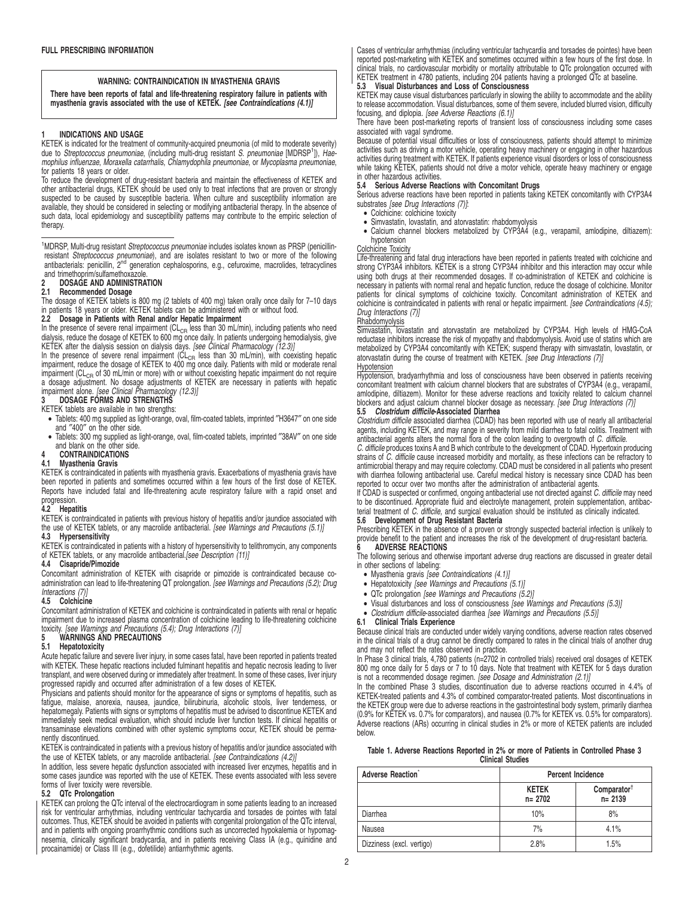**FULL PRESCRIBING INFORMATION**

**WARNING: CONTRAINDICATION IN MYASTHENIA GRAVIS**

**There have been reports of fatal and life-threatening respiratory failure in patients with myasthenia gravis associated with the use of KETEK.** ***[see Contraindications (4.1)]***

## 1 INDICATIONS AND USAGE

KETEK is indicated for the treatment of community-acquired pneumonia (of mild to moderate severity) due to *Streptococcus pneumoniae*, (including multi-drug resistant *S. pneumoniae* [MDRSP[1]]), *Haemophilus influenzae*, *Moraxella catarrhalis*, *Chlamydophila pneumoniae*, or *Mycoplasma pneumoniae*, for patients 18 years or older.

To reduce the development of drug-resistant bacteria and maintain the effectiveness of KETEK and other antibacterial drugs, KETEK should be used only to treat infections that are proven or strongly suspected to be caused by susceptible bacteria. When culture and susceptibility information are available, they should be considered in selecting or modifying antibacterial therapy. In the absence of such data, local epidemiology and susceptibility patterns may contribute to the empiric selection of therapy.

[1]MDRSP, Multi-drug resistant *Streptococcus pneumoniae* includes isolates known as PRSP (penicillin-resistant *Streptococcus pneumoniae*), and are isolates resistant to two or more of the following antibacterials: penicillin, 2[nd] generation cephalosporins, e.g., cefuroxime, macrolides, tetracyclines and trimethoprim/sulfamethoxazole.

## 2 DOSAGE AND ADMINISTRATION

### 2.1 Recommended Dosage

The dosage of KETEK tablets is 800 mg (2 tablets of 400 mg) taken orally once daily for 7–10 days in patients 18 years or older. KETEK tablets can be administered with or without food.

### 2.2 Dosage in Patients with Renal and/or Hepatic Impairment

In the presence of severe renal impairment ($CL_{CR}$ less than 30 mL/min), including patients who need dialysis, reduce the dosage of KETEK to 600 mg once daily. In patients undergoing hemodialysis, give KETEK after the dialysis session on dialysis days. *[see Clinical Pharmacology (12.3)]*

In the presence of severe renal impairment ($CL_{CR}$ less than 30 mL/min), with coexisting hepatic impairment, reduce the dosage of KETEK to 400 mg once daily. Patients with mild or moderate renal impairment ($CL_{CR}$ of 30 mL/min or more) with or without coexisting hepatic impairment do not require a dosage adjustment. No dosage adjustments of KETEK are necessary in patients with hepatic impairment alone. *[see Clinical Pharmacology (12.3)]*

## 3 DOSAGE FORMS AND STRENGTHS

KETEK tablets are available in two strengths:

- Tablets: 400 mg supplied as light-orange, oval, film-coated tablets, imprinted "H3647" on one side and "400" on the other side.
- Tablets: 300 mg supplied as light-orange, oval, film-coated tablets, imprinted "38AV" on one side and blank on the other side.

## 4 CONTRAINDICATIONS

### 4.1 Myasthenia Gravis

KETEK is contraindicated in patients with myasthenia gravis. Exacerbations of myasthenia gravis have been reported in patients and sometimes occurred within a few hours of the first dose of KETEK. Reports have included fatal and life-threatening acute respiratory failure with a rapid onset and progression.

### 4.2 Hepatitis

KETEK is contraindicated in patients with previous history of hepatitis and/or jaundice associated with the use of KETEK tablets, or any macrolide antibacterial. *[see Warnings and Precautions (5.1)]*

### 4.3 Hypersensitivity

KETEK is contraindicated in patients with a history of hypersensitivity to telithromycin, any components of KETEK tablets, or any macrolide antibacterial.*[see Description (11)]*

### 4.4 Cisapride/Pimozide

Concomitant administration of KETEK with cisapride or pimozide is contraindicated because co-administration can lead to life-threatening QT prolongation. *[see Warnings and Precautions (5.2); Drug Interactions (7)]*

### 4.5 Colchicine

Concomitant administration of KETEK and colchicine is contraindicated in patients with renal or hepatic impairment due to increased plasma concentration of colchicine leading to life-threatening colchicine toxicity. *[see Warnings and Precautions (5.4); Drug Interactions (7)]*

## 5 WARNINGS AND PRECAUTIONS

### 5.1 Hepatotoxicity

Acute hepatic failure and severe liver injury, in some cases fatal, have been reported in patients treated with KETEK. These hepatic reactions included fulminant hepatitis and hepatic necrosis leading to liver transplant, and were observed during or immediately after treatment. In some of these cases, liver injury progressed rapidly and occurred after administration of a few doses of KETEK.

Physicians and patients should monitor for the appearance of signs or symptoms of hepatitis, such as fatigue, malaise, anorexia, nausea, jaundice, bilirubinuria, alcoholic stools, liver tenderness, or hepatomegaly. Patients with signs or symptoms of hepatitis must be advised to discontinue KETEK and immediately seek medical evaluation, which should include liver function tests. If clinical hepatitis or transaminase elevations combined with other systemic symptoms occur, KETEK should be permanently discontinued.

KETEK is contraindicated in patients with a previous history of hepatitis and/or jaundice associated with the use of KETEK tablets, or any macrolide antibacterial. *[see Contraindications (4.2)]*

In addition, less severe hepatic dysfunction associated with increased liver enzymes, hepatitis and in some cases jaundice was reported with the use of KETEK. These events associated with less severe forms of liver toxicity were reversible.

### 5.2 QTc Prolongation

KETEK can prolong the QTc interval of the electrocardiogram in some patients leading to an increased risk for ventricular arrhythmias, including ventricular tachycardia and torsades de pointes with fatal outcomes. Thus, KETEK should be avoided in patients with congenital prolongation of the QTc interval, and in patients with ongoing proarrhythmic conditions such as uncorrected hypokalemia or hypomagnesemia, clinically significant bradycardia, and in patients receiving Class IA (e.g., quinidine and procainamide) or Class III (e.g., dofetilide) antiarrhythmic agents.

Cases of ventricular arrhythmias (including ventricular tachycardia and torsades de pointes) have been reported post-marketing with KETEK and sometimes occurred within a few hours of the first dose. In clinical trials, no cardiovascular morbidity or mortality attributable to QTc prolongation occurred with KETEK treatment in 4780 patients, including 204 patients having a prolonged QTc at baseline.

### 5.3 Visual Disturbances and Loss of Consciousness

KETEK may cause visual disturbances particularly in slowing the ability to accommodate and the ability to release accommodation. Visual disturbances, some of them severe, included blurred vision, difficulty focusing, and diplopia. *[see Adverse Reactions (6.1)]*

There have been post-marketing reports of transient loss of consciousness including some cases associated with vagal syndrome.

Because of potential visual difficulties or loss of consciousness, patients should attempt to minimize activities such as driving a motor vehicle, operating heavy machinery or engaging in other hazardous activities during treatment with KETEK. If patients experience visual disorders or loss of consciousness while taking KETEK, patients should not drive a motor vehicle, operate heavy machinery or engage in other hazardous activities.

### 5.4 Serious Adverse Reactions with Concomitant Drugs

Serious adverse reactions have been reported in patients taking KETEK concomitantly with CYP3A4 substrates *[see Drug Interactions (7)]*:

- Colchicine: colchicine toxicity
- Simvastatin, lovastatin, and atorvastatin: rhabdomyolysis
- Calcium channel blockers metabolized by CYP3A4 (e.g., verapamil, amlodipine, diltiazem): hypotension

Colchicine Toxicity

Life-threatening and fatal drug interactions have been reported in patients treated with colchicine and strong CYP3A4 inhibitors. KETEK is a strong CYP3A4 inhibitor and this interaction may occur while using both drugs at their recommended dosages. If co-administration of KETEK and colchicine is necessary in patients with normal renal and hepatic function, reduce the dosage of colchicine. Monitor patients for clinical symptoms of colchicine toxicity. Concomitant administration of KETEK and colchicine is contraindicated in patients with renal or hepatic impairment. *[see Contraindications (4.5); Drug Interactions (7)]*

Rhabdomyolysis

Simvastatin, lovastatin and atorvastatin are metabolized by CYP3A4. High levels of HMG-CoA reductase inhibitors increase the risk of myopathy and rhabdomyolysis. Avoid use of statins which are metabolized by CYP3A4 concomitantly with KETEK; suspend therapy with simvastatin, lovastatin, or atorvastatin during the course of treatment with KETEK. *[see Drug Interactions (7)]*

Hypotension

Hypotension, bradyarrhythmia and loss of consciousness have been observed in patients receiving concomitant treatment with calcium channel blockers that are substrates of CYP3A4 (e.g., verapamil, amlodipine, diltiazem). Monitor for these adverse reactions and toxicity related to calcium channel blockers and adjust calcium channel blocker dosage as necessary. *[see Drug Interactions (7)]*

### 5.5 *Clostridium difficile*-Associated Diarrhea

*Clostridium difficile* associated diarrhea (CDAD) has been reported with use of nearly all antibacterial agents, including KETEK, and may range in severity from mild diarrhea to fatal colitis. Treatment with antibacterial agents alters the normal flora of the colon leading to overgrowth of *C. difficile*.

*C. difficile* produces toxins A and B which contribute to the development of CDAD. Hypertoxin producing strains of *C. difficile* cause increased morbidity and mortality, as these infections can be refractory to antimicrobial therapy and may require colectomy. CDAD must be considered in all patients who present with diarrhea following antibacterial use. Careful medical history is necessary since CDAD has been reported to occur over two months after the administration of antibacterial agents.

If CDAD is suspected or confirmed, ongoing antibacterial use not directed against *C. difficile* may need to be discontinued. Appropriate fluid and electrolyte management, protein supplementation, antibacterial treatment of *C. difficile*, and surgical evaluation should be instituted as clinically indicated.

### 5.6 Development of Drug Resistant Bacteria

Prescribing KETEK in the absence of a proven or strongly suspected bacterial infection is unlikely to provide benefit to the patient and increases the risk of the development of drug-resistant bacteria.

## 6 ADVERSE REACTIONS

The following serious and otherwise important adverse drug reactions are discussed in greater detail in other sections of labeling:

- Myasthenia gravis *[see Contraindications (4.1)]*
- Hepatotoxicity *[see Warnings and Precautions (5.1)]*
- QTc prolongation *[see Warnings and Precautions (5.2)]*
- Visual disturbances and loss of consciousness *[see Warnings and Precautions (5.3)]*
- *Clostridium difficile*-associated diarrhea *[see Warnings and Precautions (5.5)]*

### 6.1 Clinical Trials Experience

Because clinical trials are conducted under widely varying conditions, adverse reaction rates observed in the clinical trials of a drug cannot be directly compared to rates in the clinical trials of another drug and may not reflect the rates observed in practice.

In Phase 3 clinical trials, 4,780 patients (n=2702 in controlled trials) received oral dosages of KETEK 800 mg once daily for 5 days or 7 to 10 days. Note that treatment with KETEK for 5 days duration is not a recommended dosage regimen. *[see Dosage and Administration (2.1)]*

In the combined Phase 3 studies, discontinuation due to adverse reactions occurred in 4.4% of KETEK-treated patients and 4.3% of combined comparator-treated patients. Most discontinuations in the KETEK group were due to adverse reactions in the gastrointestinal body system, primarily diarrhea (0.9% for KETEK vs. 0.7% for comparators), and nausea (0.7% for KETEK vs. 0.5% for comparators). Adverse reactions (ARs) occurring in clinical studies in 2% or more of KETEK patients are included below.

**Table 1. Adverse Reactions Reported in 2% or more of Patients in Controlled Phase 3 Clinical Studies**

| Adverse Reaction* | Percent Incidence | |
|---|---|---|
| | **KETEK n= 2702** | **Comparator† n= 2139** |
| Diarrhea | 10% | 8% |
| Nausea | 7% | 4.1% |
| Dizziness (excl. vertigo) | 2.8% | 1.5% |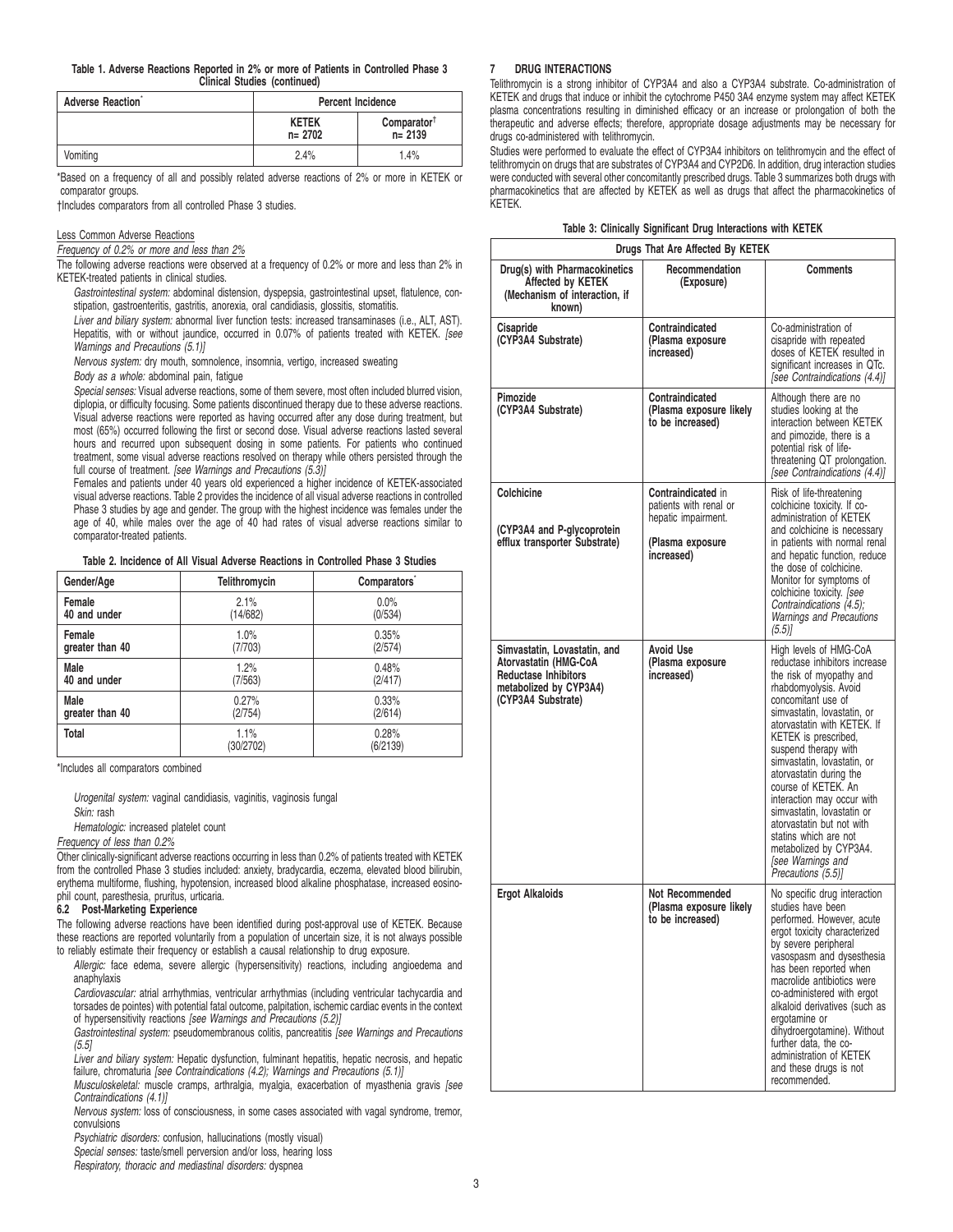**Table 1. Adverse Reactions Reported in 2% or more of Patients in Controlled Phase 3 Clinical Studies (continued)**

| Adverse Reaction* | Percent Incidence | |
|---|---|---|
| | KETEK n= 2702 | Comparator† n= 2139 |
| Vomiting | 2.4% | 1.4% |

*Based on a frequency of all and possibly related adverse reactions of 2% or more in KETEK or comparator groups.

†Includes comparators from all controlled Phase 3 studies.

Less Common Adverse Reactions

*Frequency of 0.2% or more and less than 2%*

The following adverse reactions were observed at a frequency of 0.2% or more and less than 2% in KETEK-treated patients in clinical studies.

*Gastrointestinal system:* abdominal distension, dyspepsia, gastrointestinal upset, flatulence, constipation, gastroenteritis, gastritis, anorexia, oral candidiasis, glossitis, stomatitis.

*Liver and biliary system:* abnormal liver function tests: increased transaminases (i.e., ALT, AST). Hepatitis, with or without jaundice, occurred in 0.07% of patients treated with KETEK. *[see Warnings and Precautions (5.1)]*

*Nervous system:* dry mouth, somnolence, insomnia, vertigo, increased sweating

*Body as a whole:* abdominal pain, fatigue

*Special senses:* Visual adverse reactions, some of them severe, most often included blurred vision, diplopia, or difficulty focusing. Some patients discontinued therapy due to these adverse reactions. Visual adverse reactions were reported as having occurred after any dose during treatment, but most (65%) occurred following the first or second dose. Visual adverse reactions lasted several hours and recurred upon subsequent dosing in some patients. For patients who continued treatment, some visual adverse reactions resolved on therapy while others persisted through the full course of treatment. *[see Warnings and Precautions (5.3)]*

Females and patients under 40 years old experienced a higher incidence of KETEK-associated visual adverse reactions. Table 2 provides the incidence of all visual adverse reactions in controlled Phase 3 studies by age and gender. The group with the highest incidence was females under the age of 40, while males over the age of 40 had rates of visual adverse reactions similar to comparator-treated patients.

**Table 2. Incidence of All Visual Adverse Reactions in Controlled Phase 3 Studies**

| Gender/Age | Telithromycin | Comparators* |
|---|---|---|
| **Female 40 and under** | 2.1% (14/682) | 0.0% (0/534) |
| **Female greater than 40** | 1.0% (7/703) | 0.35% (2/574) |
| **Male 40 and under** | 1.2% (7/563) | 0.48% (2/417) |
| **Male greater than 40** | 0.27% (2/754) | 0.33% (2/614) |
| **Total** | 1.1% (30/2702) | 0.28% (6/2139) |

*Includes all comparators combined

*Urogenital system:* vaginal candidiasis, vaginitis, vaginosis fungal

*Skin:* rash

*Hematologic:* increased platelet count

*Frequency of less than 0.2%*

Other clinically-significant adverse reactions occurring in less than 0.2% of patients treated with KETEK from the controlled Phase 3 studies included: anxiety, bradycardia, eczema, elevated blood bilirubin, erythema multiforme, flushing, hypotension, increased blood alkaline phosphatase, increased eosinophil count, paresthesia, pruritus, urticaria.

### 6.2 Post-Marketing Experience

The following adverse reactions have been identified during post-approval use of KETEK. Because these reactions are reported voluntarily from a population of uncertain size, it is not always possible to reliably estimate their frequency or establish a causal relationship to drug exposure.

*Allergic:* face edema, severe allergic (hypersensitivity) reactions, including angioedema and anaphylaxis

*Cardiovascular:* atrial arrhythmias, ventricular arrhythmias (including ventricular tachycardia and torsades de pointes) with potential fatal outcome, palpitation, ischemic cardiac events in the context of hypersensitivity reactions *[see Warnings and Precautions (5.2)]*

*Gastrointestinal system:* pseudomembranous colitis, pancreatitis *[see Warnings and Precautions (5.5]*

*Liver and biliary system:* Hepatic dysfunction, fulminant hepatitis, hepatic necrosis, and hepatic failure, chromaturia *[see Contraindications (4.2); Warnings and Precautions (5.1)]*

*Musculoskeletal:* muscle cramps, arthralgia, myalgia, exacerbation of myasthenia gravis *[see Contraindications (4.1)]*

*Nervous system:* loss of consciousness, in some cases associated with vagal syndrome, tremor, convulsions

*Psychiatric disorders:* confusion, hallucinations (mostly visual)

*Special senses:* taste/smell perversion and/or loss, hearing loss

*Respiratory, thoracic and mediastinal disorders:* dyspnea

## 7 DRUG INTERACTIONS

Telithromycin is a strong inhibitor of CYP3A4 and also a CYP3A4 substrate. Co-administration of KETEK and drugs that induce or inhibit the cytochrome P450 3A4 enzyme system may affect KETEK plasma concentrations resulting in diminished efficacy or an increase or prolongation of both the therapeutic and adverse effects; therefore, appropriate dosage adjustments may be necessary for drugs co-administered with telithromycin.

Studies were performed to evaluate the effect of CYP3A4 inhibitors on telithromycin and the effect of telithromycin on drugs that are substrates of CYP3A4 and CYP2D6. In addition, drug interaction studies were conducted with several other concomitantly prescribed drugs. Table 3 summarizes both drugs with pharmacokinetics that are affected by KETEK as well as drugs that affect the pharmacokinetics of KETEK.

**Table 3: Clinically Significant Drug Interactions with KETEK**

| Drugs That Are Affected By KETEK | | |
|---|---|---|
| **Drug(s) with Pharmacokinetics Affected by KETEK (Mechanism of interaction, if known)** | **Recommendation (Exposure)** | **Comments** |
| **Cisapride (CYP3A4 Substrate)** | **Contraindicated (Plasma exposure increased)** | Co-administration of cisapride with repeated doses of KETEK resulted in significant increases in QTc. *[see Contraindications (4.4)]* |
| **Pimozide (CYP3A4 Substrate)** | **Contraindicated (Plasma exposure likely to be increased)** | Although there are no studies looking at the interaction between KETEK and pimozide, there is a potential risk of life-threatening QT prolongation. *[see Contraindications (4.4)]* |
| **Colchicine (CYP3A4 and P-glycoprotein efflux transporter Substrate)** | **Contraindicated** in patients with renal or hepatic impairment. **(Plasma exposure increased)** | Risk of life-threatening colchicine toxicity. If co-administration of KETEK and colchicine is necessary in patients with normal renal and hepatic function, reduce the dose of colchicine. Monitor for symptoms of colchicine toxicity. *[see Contraindications (4.5); Warnings and Precautions (5.5)]* |
| **Simvastatin, Lovastatin, and Atorvastatin (HMG-CoA Reductase Inhibitors metabolized by CYP3A4) (CYP3A4 Substrate)** | **Avoid Use (Plasma exposure increased)** | High levels of HMG-CoA reductase inhibitors increase the risk of myopathy and rhabdomyolysis. Avoid concomitant use of simvastatin, lovastatin, or atorvastatin with KETEK. If KETEK is prescribed, suspend therapy with simvastatin, lovastatin, or atorvastatin during the course of KETEK. An interaction may occur with simvastatin, lovastatin or atorvastatin but not with statins which are not metabolized by CYP3A4. *[see Warnings and Precautions (5.5)]* |
| **Ergot Alkaloids** | **Not Recommended (Plasma exposure likely to be increased)** | No specific drug interaction studies have been performed. However, acute ergot toxicity characterized by severe peripheral vasospasm and dysesthesia has been reported when macrolide antibiotics were co-administered with ergot alkaloid derivatives (such as ergotamine or dihydroergotamine). Without further data, the co-administration of KETEK and these drugs is not recommended. |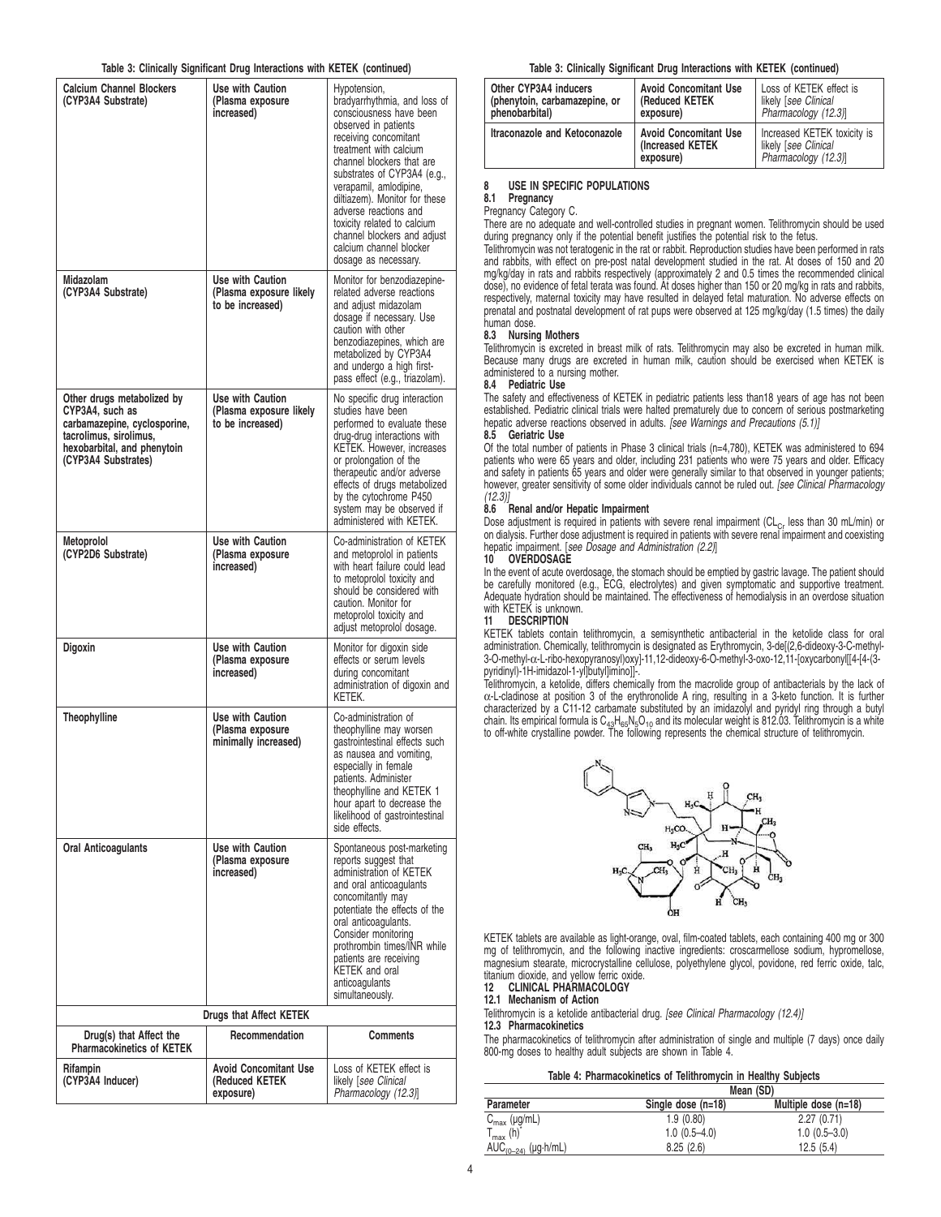**Table 3: Clinically Significant Drug Interactions with KETEK (continued)**

| | | |
|---|---|---|
| **Calcium Channel Blockers (CYP3A4 Substrate)** | **Use with Caution (Plasma exposure increased)** | Hypotension, bradyarrhythmia, and loss of consciousness have been observed in patients receiving concomitant treatment with calcium channel blockers that are substrates of CYP3A4 (e.g., verapamil, amlodipine, diltiazem). Monitor for these adverse reactions and toxicity related to calcium channel blockers and adjust calcium channel blocker dosage as necessary. |
| **Midazolam (CYP3A4 Substrate)** | **Use with Caution (Plasma exposure likely to be increased)** | Monitor for benzodiazepine-related adverse reactions and adjust midazolam dosage if necessary. Use caution with other benzodiazepines, which are metabolized by CYP3A4 and undergo a high first-pass effect (e.g., triazolam). |
| **Other drugs metabolized by CYP3A4, such as carbamazepine, cyclosporine, tacrolimus, sirolimus, hexobarbital, and phenytoin (CYP3A4 Substrates)** | **Use with Caution (Plasma exposure likely to be increased)** | No specific drug interaction studies have been performed to evaluate these drug-drug interactions with KETEK. However, increases or prolongation of the therapeutic and/or adverse effects of drugs metabolized by the cytochrome P450 system may be observed if administered with KETEK. |
| **Metoprolol (CYP2D6 Substrate)** | **Use with Caution (Plasma exposure increased)** | Co-administration of KETEK and metoprolol in patients with heart failure could lead to metoprolol toxicity and should be considered with caution. Monitor for metoprolol toxicity and adjust metoprolol dosage. |
| **Digoxin** | **Use with Caution (Plasma exposure increased)** | Monitor for digoxin side effects or serum levels during concomitant administration of digoxin and KETEK. |
| **Theophylline** | **Use with Caution (Plasma exposure minimally increased)** | Co-administration of theophylline may worsen gastrointestinal effects such as nausea and vomiting, especially in female patients. Administer theophylline and KETEK 1 hour apart to decrease the likelihood of gastrointestinal side effects. |
| **Oral Anticoagulants** | **Use with Caution (Plasma exposure increased)** | Spontaneous post-marketing reports suggest that administration of KETEK and oral anticoagulants concomitantly may potentiate the effects of the oral anticoagulants. Consider monitoring prothrombin times/INR while patients are receiving KETEK and oral anticoagulants simultaneously. |
| **Drugs that Affect KETEK** | | |
| **Drug(s) that Affect the Pharmacokinetics of KETEK** | **Recommendation** | **Comments** |
| **Rifampin (CYP3A4 Inducer)** | **Avoid Concomitant Use (Reduced KETEK exposure)** | Loss of KETEK effect is likely [see Clinical Pharmacology (12.3)] |
| **Other CYP3A4 inducers (phenytoin, carbamazepine, or phenobarbital)** | **Avoid Concomitant Use (Reduced KETEK exposure)** | Loss of KETEK effect is likely [see Clinical Pharmacology (12.3)] |
| **Itraconazole and Ketoconazole** | **Avoid Concomitant Use (Increased KETEK exposure)** | Increased KETEK toxicity is likely [see Clinical Pharmacology (12.3)] |

## 8 USE IN SPECIFIC POPULATIONS

### 8.1 Pregnancy

Pregnancy Category C.

There are no adequate and well-controlled studies in pregnant women. Telithromycin should be used during pregnancy only if the potential benefit justifies the potential risk to the fetus.

Telithromycin was not teratogenic in the rat or rabbit. Reproduction studies have been performed in rats and rabbits, with effect on pre-post natal development studied in the rat. At doses of 150 and 20 mg/kg/day in rats and rabbits respectively (approximately 2 and 0.5 times the recommended clinical dose), no evidence of fetal terata was found. At doses higher than 150 or 20 mg/kg in rats and rabbits, respectively, maternal toxicity may have resulted in delayed fetal maturation. No adverse effects on prenatal and postnatal development of rat pups were observed at 125 mg/kg/day (1.5 times) the daily human dose.

### 8.3 Nursing Mothers

Telithromycin is excreted in breast milk of rats. Telithromycin may also be excreted in human milk. Because many drugs are excreted in human milk, caution should be exercised when KETEK is administered to a nursing mother.

### 8.4 Pediatric Use

The safety and effectiveness of KETEK in pediatric patients less than18 years of age has not been established. Pediatric clinical trials were halted prematurely due to concern of serious postmarketing hepatic adverse reactions observed in adults. *[see Warnings and Precautions (5.1)]*

### 8.5 Geriatric Use

Of the total number of patients in Phase 3 clinical trials (n=4,780), KETEK was administered to 694 patients who were 65 years and older, including 231 patients who were 75 years and older. Efficacy and safety in patients 65 years and older were generally similar to that observed in younger patients; however, greater sensitivity of some older individuals cannot be ruled out. *[see Clinical Pharmacology (12.3)]*

### 8.6 Renal and/or Hepatic Impairment

Dose adjustment is required in patients with severe renal impairment ($CL_{Cr}$ less than 30 mL/min) or on dialysis. Further dose adjustment is required in patients with severe renal impairment and coexisting hepatic impairment. [*see Dosage and Administration (2.2)*]

## 10 OVERDOSAGE

In the event of acute overdosage, the stomach should be emptied by gastric lavage. The patient should be carefully monitored (e.g., ECG, electrolytes) and given symptomatic and supportive treatment. Adequate hydration should be maintained. The effectiveness of hemodialysis in an overdose situation with KETEK is unknown.

## 11 DESCRIPTION

KETEK tablets contain telithromycin, a semisynthetic antibacterial in the ketolide class for oral administration. Chemically, telithromycin is designated as Erythromycin, 3-de[(2,6-dideoxy-3-C-methyl-3-O-methyl-α-L-ribo-hexopyranosyl)oxy]-11,12-dideoxy-6-O-methyl-3-oxo-12,11-[oxycarbonyl[[4-[4-(3-pyridinyl)-1H-imidazol-1-yl]butyl]imino]]-.

Telithromycin, a ketolide, differs chemically from the macrolide group of antibacterials by the lack of α-L-cladinose at position 3 of the erythronolide A ring, resulting in a 3-keto function. It is further characterized by a C11-12 carbamate substituted by an imidazolyl and pyridyl ring through a butyl chain. Its empirical formula is $C_{43}H_{65}N_5O_{10}$ and its molecular weight is 812.03. Telithromycin is a white to off-white crystalline powder. The following represents the chemical structure of telithromycin.

KETEK tablets are available as light-orange, oval, film-coated tablets, each containing 400 mg or 300 mg of telithromycin, and the following inactive ingredients: croscarmellose sodium, hypromellose, magnesium stearate, microcrystalline cellulose, polyethylene glycol, povidone, red ferric oxide, talc, titanium dioxide, and yellow ferric oxide.

## 12 CLINICAL PHARMACOLOGY

### 12.1 Mechanism of Action

Telithromycin is a ketolide antibacterial drug. *[see Clinical Pharmacology (12.4)]*

### 12.3 Pharmacokinetics

The pharmacokinetics of telithromycin after administration of single and multiple (7 days) once daily 800-mg doses to healthy adult subjects are shown in Table 4.

**Table 4: Pharmacokinetics of Telithromycin in Healthy Subjects**

| | Mean (SD) | |
|---|---|---|
| **Parameter** | **Single dose (n=18)** | **Multiple dose (n=18)** |
| $C_{max}$ (μg/mL) | 1.9 (0.80) | 2.27 (0.71) |
| $T_{max}$ (h)* | 1.0 (0.5–4.0) | 1.0 (0.5–3.0) |
| $AUC_{(0–24)}$ (μg·h/mL) | 8.25 (2.6) | 12.5 (5.4) |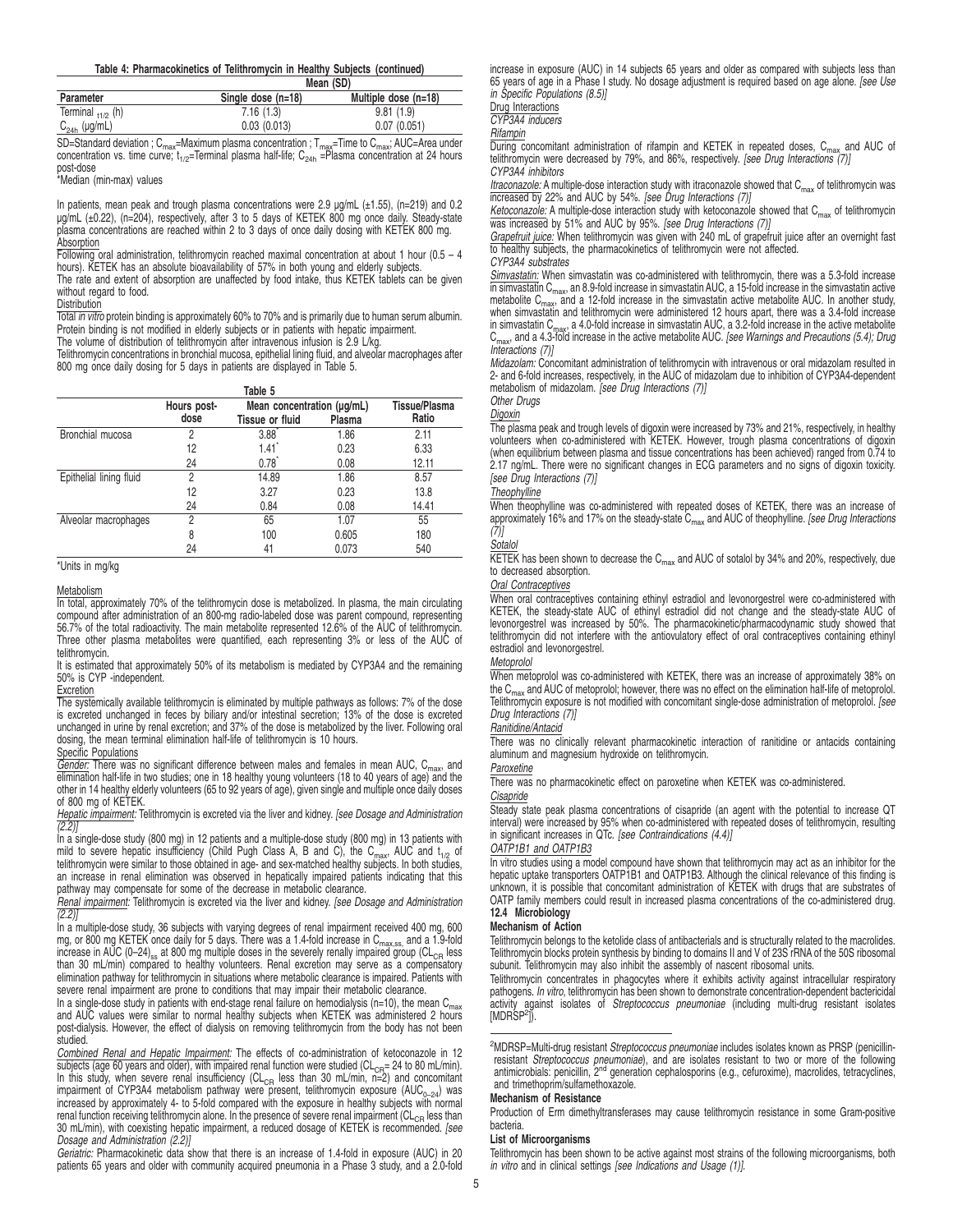**Table 4: Pharmacokinetics of Telithromycin in Healthy Subjects (continued)**

| Parameter | Mean (SD) Single dose (n=18) | Mean (SD) Multiple dose (n=18) |
|---|---|---|
| Terminal $t_{1/2}$ (h) | 7.16 (1.3) | 9.81 (1.9) |
| $C_{24h}$ (µg/mL) | 0.03 (0.013) | 0.07 (0.051) |

SD=Standard deviation ; $C_{max}$=Maximum plasma concentration ; $T_{max}$=Time to $C_{max}$; AUC=Area under concentration vs. time curve; $t_{1/2}$=Terminal plasma half-life; $C_{24h}$ =Plasma concentration at 24 hours post-dose

*Median (min-max) values

In patients, mean peak and trough plasma concentrations were 2.9 µg/mL (±1.55), (n=219) and 0.2 µg/mL (±0.22), (n=204), respectively, after 3 to 5 days of KETEK 800 mg once daily. Steady-state plasma concentrations are reached within 2 to 3 days of once daily dosing with KETEK 800 mg.

Absorption

Following oral administration, telithromycin reached maximal concentration at about 1 hour (0.5 – 4 hours). KETEK has an absolute bioavailability of 57% in both young and elderly subjects.

The rate and extent of absorption are unaffected by food intake, thus KETEK tablets can be given without regard to food.

Distribution

Total *in vitro* protein binding is approximately 60% to 70% and is primarily due to human serum albumin. Protein binding is not modified in elderly subjects or in patients with hepatic impairment.

The volume of distribution of telithromycin after intravenous infusion is 2.9 L/kg.

Telithromycin concentrations in bronchial mucosa, epithelial lining fluid, and alveolar macrophages after 800 mg once daily dosing for 5 days in patients are displayed in Table 5.

**Table 5**

| | Hours post-dose | Mean concentration (µg/mL) Tissue or fluid | Mean concentration (µg/mL) Plasma | Tissue/Plasma Ratio |
|---|---|---|---|---|
| Bronchial mucosa | 2 | 3.88* | 1.86 | 2.11 |
| | 12 | 1.41* | 0.23 | 6.33 |
| | 24 | 0.78* | 0.08 | 12.11 |
| Epithelial lining fluid | 2 | 14.89 | 1.86 | 8.57 |
| | 12 | 3.27 | 0.23 | 13.8 |
| | 24 | 0.84 | 0.08 | 14.41 |
| Alveolar macrophages | 2 | 65 | 1.07 | 55 |
| | 8 | 100 | 0.605 | 180 |
| | 24 | 41 | 0.073 | 540 |

*Units in mg/kg

Metabolism

In total, approximately 70% of the telithromycin dose is metabolized. In plasma, the main circulating compound after administration of an 800-mg radio-labeled dose was parent compound, representing 56.7% of the total radioactivity. The main metabolite represented 12.6% of the AUC of telithromycin. Three other plasma metabolites were quantified, each representing 3% or less of the AUC of telithromycin.

It is estimated that approximately 50% of its metabolism is mediated by CYP3A4 and the remaining 50% is CYP -independent.

Excretion

The systemically available telithromycin is eliminated by multiple pathways as follows: 7% of the dose is excreted unchanged in feces by biliary and/or intestinal secretion; 13% of the dose is excreted unchanged in urine by renal excretion; and 37% of the dose is metabolized by the liver. Following oral dosing, the mean terminal elimination half-life of telithromycin is 10 hours.

Specific Populations

*Gender:* There was no significant difference between males and females in mean AUC, $C_{max}$, and elimination half-life in two studies; one in 18 healthy young volunteers (18 to 40 years of age) and the other in 14 healthy elderly volunteers (65 to 92 years of age), given single and multiple once daily doses of 800 mg of KETEK.

*Hepatic impairment:* Telithromycin is excreted via the liver and kidney. *[see Dosage and Administration (2.2)]*

In a single-dose study (800 mg) in 12 patients and a multiple-dose study (800 mg) in 13 patients with mild to severe hepatic insufficiency (Child Pugh Class A, B and C), the $C_{max}$, AUC and $t_{1/2}$ of telithromycin were similar to those obtained in age- and sex-matched healthy subjects. In both studies, an increase in renal elimination was observed in hepatically impaired patients indicating that this pathway may compensate for some of the decrease in metabolic clearance.

*Renal impairment:* Telithromycin is excreted via the liver and kidney. *[see Dosage and Administration (2.2)]*

In a multiple-dose study, 36 subjects with varying degrees of renal impairment received 400 mg, 600 mg, or 800 mg KETEK once daily for 5 days. There was a 1.4-fold increase in $C_{max,ss,}$ and a 1.9-fold increase in AUC $(0–24)_{ss}$ at 800 mg multiple doses in the severely renally impaired group ($CL_{CR}$ less than 30 mL/min) compared to healthy volunteers. Renal excretion may serve as a compensatory elimination pathway for telithromycin in situations where metabolic clearance is impaired. Patients with severe renal impairment are prone to conditions that may impair their metabolic clearance.

In a single-dose study in patients with end-stage renal failure on hemodialysis (n=10), the mean $C_{max}$ and AUC values were similar to normal healthy subjects when KETEK was administered 2 hours post-dialysis. However, the effect of dialysis on removing telithromycin from the body has not been studied.

*Combined Renal and Hepatic Impairment:* The effects of co-administration of ketoconazole in 12 subjects (age 60 years and older), with impaired renal function were studied ($CL_{CR}$= 24 to 80 mL/min). In this study, when severe renal insufficiency ($CL_{CR}$ less than 30 mL/min, n=2) and concomitant impairment of CYP3A4 metabolism pathway were present, telithromycin exposure ($AUC_{0–24}$) was increased by approximately 4- to 5-fold compared with the exposure in healthy subjects with normal renal function receiving telithromycin alone. In the presence of severe renal impairment ($CL_{CR}$ less than 30 mL/min), with coexisting hepatic impairment, a reduced dosage of KETEK is recommended. *[see Dosage and Administration (2.2)]*

*Geriatric:* Pharmacokinetic data show that there is an increase of 1.4-fold in exposure (AUC) in 20 patients 65 years and older with community acquired pneumonia in a Phase 3 study, and a 2.0-fold increase in exposure (AUC) in 14 subjects 65 years and older as compared with subjects less than 65 years of age in a Phase I study. No dosage adjustment is required based on age alone. *[see Use in Specific Populations (8.5)]*

Drug Interactions

*CYP3A4 inducers*

*Rifampin*

During concomitant administration of rifampin and KETEK in repeated doses, $C_{max}$ and AUC of telithromycin were decreased by 79%, and 86%, respectively. *[see Drug Interactions (7)]*

*CYP3A4 inhibitors*

*Itraconazole:* A multiple-dose interaction study with itraconazole showed that $C_{max}$ of telithromycin was increased by 22% and AUC by 54%. *[see Drug Interactions (7)]*

*Ketoconazole:* A multiple-dose interaction study with ketoconazole showed that $C_{max}$ of telithromycin was increased by 51% and AUC by 95%. *[see Drug Interactions (7)]*

*Grapefruit juice:* When telithromycin was given with 240 mL of grapefruit juice after an overnight fast to healthy subjects, the pharmacokinetics of telithromycin were not affected.

*CYP3A4 substrates*

*Simvastatin:* When simvastatin was co-administered with telithromycin, there was a 5.3-fold increase in simvastatin $C_{max}$, an 8.9-fold increase in simvastatin AUC, a 15-fold increase in the simvastatin active metabolite $C_{max}$, and a 12-fold increase in the simvastatin active metabolite AUC. In another study, when simvastatin and telithromycin were administered 12 hours apart, there was a 3.4-fold increase in simvastatin $C_{max}$, a 4.0-fold increase in simvastatin AUC, a 3.2-fold increase in the active metabolite $C_{max}$, and a 4.3-fold increase in the active metabolite AUC. *[see Warnings and Precautions (5.4); Drug Interactions (7)]*

*Midazolam:* Concomitant administration of telithromycin with intravenous or oral midazolam resulted in 2- and 6-fold increases, respectively, in the AUC of midazolam due to inhibition of CYP3A4-dependent metabolism of midazolam. *[see Drug Interactions (7)]*

*Other Drugs*

*Digoxin*

The plasma peak and trough levels of digoxin were increased by 73% and 21%, respectively, in healthy volunteers when co-administered with KETEK. However, trough plasma concentrations of digoxin (when equilibrium between plasma and tissue concentrations has been achieved) ranged from 0.74 to 2.17 ng/mL. There were no significant changes in ECG parameters and no signs of digoxin toxicity. *[see Drug Interactions (7)]*

*Theophylline*

When theophylline was co-administered with repeated doses of KETEK, there was an increase of approximately 16% and 17% on the steady-state $C_{max}$ and AUC of theophylline. *[see Drug Interactions (7)]*

*Sotalol*

KETEK has been shown to decrease the $C_{max}$ and AUC of sotalol by 34% and 20%, respectively, due to decreased absorption.

*Oral Contraceptives*

When oral contraceptives containing ethinyl estradiol and levonorgestrel were co-administered with KETEK, the steady-state AUC of ethinyl estradiol did not change and the steady-state AUC of levonorgestrel was increased by 50%. The pharmacokinetic/pharmacodynamic study showed that telithromycin did not interfere with the antiovulatory effect of oral contraceptives containing ethinyl estradiol and levonorgestrel.

*Metoprolol*

When metoprolol was co-administered with KETEK, there was an increase of approximately 38% on the $C_{max}$ and AUC of metoprolol; however, there was no effect on the elimination half-life of metoprolol. Telithromycin exposure is not modified with concomitant single-dose administration of metoprolol. *[see Drug Interactions (7)]*

*Ranitidine/Antacid*

There was no clinically relevant pharmacokinetic interaction of ranitidine or antacids containing aluminum and magnesium hydroxide on telithromycin.

*Paroxetine*

There was no pharmacokinetic effect on paroxetine when KETEK was co-administered.

*Cisapride*

Steady state peak plasma concentrations of cisapride (an agent with the potential to increase QT interval) were increased by 95% when co-administered with repeated doses of telithromycin, resulting in significant increases in QTc. *[see Contraindications (4.4)]*

*OATP1B1 and OATP1B3*

In vitro studies using a model compound have shown that telithromycin may act as an inhibitor for the hepatic uptake transporters OATP1B1 and OATP1B3. Although the clinical relevance of this finding is unknown, it is possible that concomitant administration of KETEK with drugs that are substrates of OATP family members could result in increased plasma concentrations of the co-administered drug.

### 12.4 Microbiology

**Mechanism of Action**

Telithromycin belongs to the ketolide class of antibacterials and is structurally related to the macrolides. Telithromycin blocks protein synthesis by binding to domains II and V of 23S rRNA of the 50S ribosomal subunit. Telithromycin may also inhibit the assembly of nascent ribosomal units.

Telithromycin concentrates in phagocytes where it exhibits activity against intracellular respiratory pathogens. *In vitro*, telithromycin has been shown to demonstrate concentration-dependent bactericidal activity against isolates of *Streptococcus pneumoniae* (including multi-drug resistant isolates [MDRSP[2]]).

[2]MDRSP=Multi-drug resistant *Streptococcus pneumoniae* includes isolates known as PRSP (penicillin-resistant *Streptococcus pneumoniae*), and are isolates resistant to two or more of the following antimicrobials: penicillin, 2nd generation cephalosporins (e.g., cefuroxime), macrolides, tetracyclines, and trimethoprim/sulfamethoxazole.

**Mechanism of Resistance**

Production of Erm dimethyltransferases may cause telithromycin resistance in some Gram-positive bacteria.

**List of Microorganisms**

Telithromycin has been shown to be active against most strains of the following microorganisms, both *in vitro* and in clinical settings *[see Indications and Usage (1)]*.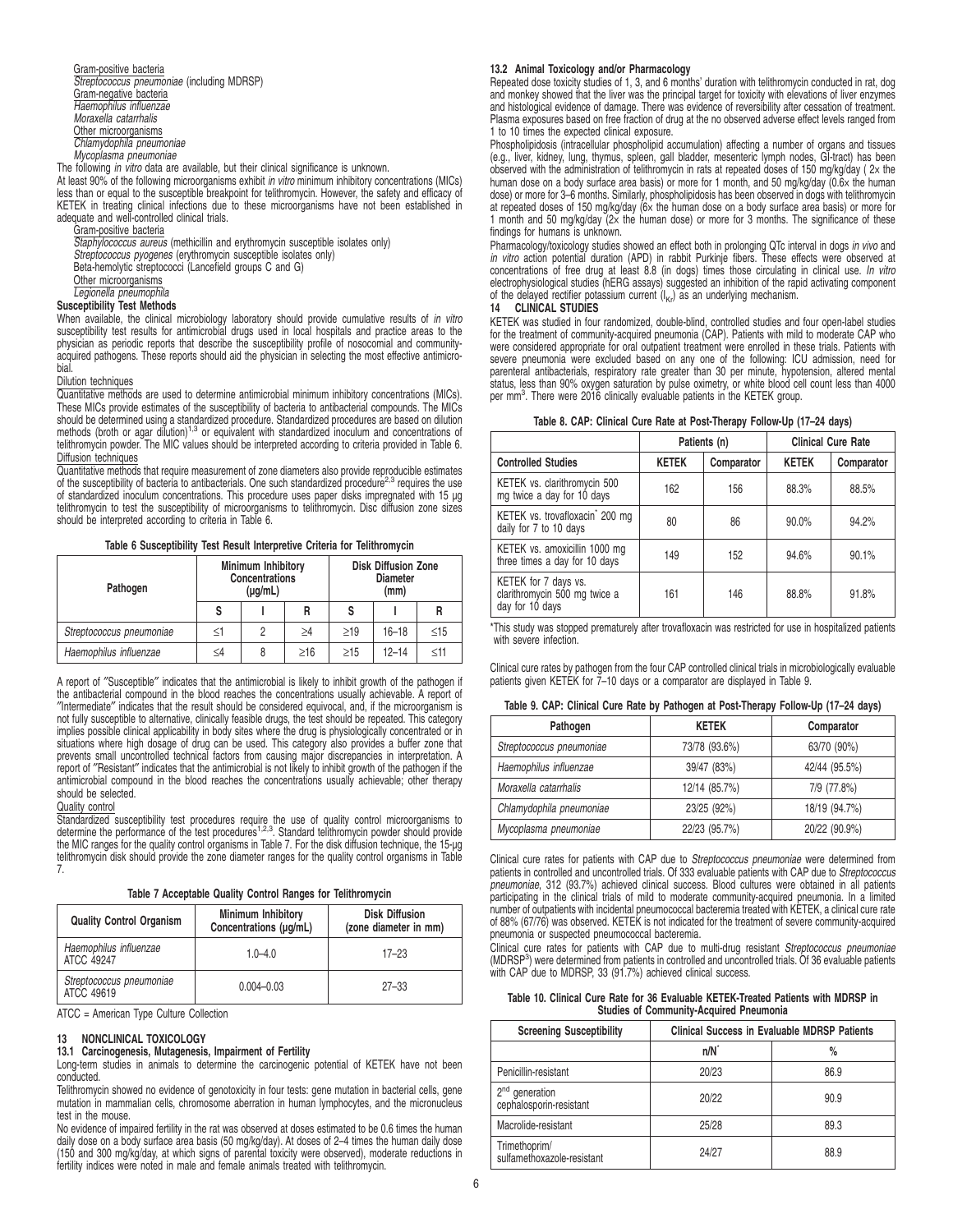Gram-positive bacteria

*Streptococcus pneumoniae* (including MDRSP)

Gram-negative bacteria

*Haemophilus influenzae*

*Moraxella catarrhalis*

Other microorganisms

*Chlamydophila pneumoniae*

*Mycoplasma pneumoniae*

The following *in vitro* data are available, but their clinical significance is unknown.

At least 90% of the following microorganisms exhibit *in vitro* minimum inhibitory concentrations (MICs) less than or equal to the susceptible breakpoint for telithromycin. However, the safety and efficacy of KETEK in treating clinical infections due to these microorganisms have not been established in adequate and well-controlled clinical trials.

Gram-positive bacteria

*Staphylococcus aureus* (methicillin and erythromycin susceptible isolates only)

*Streptococcus pyogenes* (erythromycin susceptible isolates only)

Beta-hemolytic streptococci (Lancefield groups C and G)

Other microorganisms

*Legionella pneumophila*

**Susceptibility Test Methods**

When available, the clinical microbiology laboratory should provide cumulative results of *in vitro* susceptibility test results for antimicrobial drugs used in local hospitals and practice areas to the physician as periodic reports that describe the susceptibility profile of nosocomial and community-acquired pathogens. These reports should aid the physician in selecting the most effective antimicrobial.

Dilution techniques

Quantitative methods are used to determine antimicrobial minimum inhibitory concentrations (MICs). These MICs provide estimates of the susceptibility of bacteria to antibacterial compounds. The MICs should be determined using a standardized procedure. Standardized procedures are based on dilution methods (broth or agar dilution)[1,3] or equivalent with standardized inoculum and concentrations of telithromycin powder. The MIC values should be interpreted according to criteria provided in Table 6.

Diffusion techniques

Quantitative methods that require measurement of zone diameters also provide reproducible estimates of the susceptibility of bacteria to antibacterials. One such standardized procedure[2,3] requires the use of standardized inoculum concentrations. This procedure uses paper disks impregnated with 15 µg telithromycin to test the susceptibility of microorganisms to telithromycin. Disc diffusion zone sizes should be interpreted according to criteria in Table 6.

**Table 6 Susceptibility Test Result Interpretive Criteria for Telithromycin**

| Pathogen | Minimum Inhibitory Concentrations (µg/mL) | | | Disk Diffusion Zone Diameter (mm) | | |
|---|---|---|---|---|---|---|
| | S | I | R | S | I | R |
| *Streptococcus pneumoniae* | ≤1 | 2 | ≥4 | ≥19 | 16–18 | ≤15 |
| *Haemophilus influenzae* | ≤4 | 8 | ≥16 | ≥15 | 12–14 | ≤11 |

A report of "Susceptible" indicates that the antimicrobial is likely to inhibit growth of the pathogen if the antibacterial compound in the blood reaches the concentrations usually achievable. A report of "Intermediate" indicates that the result should be considered equivocal, and, if the microorganism is not fully susceptible to alternative, clinically feasible drugs, the test should be repeated. This category implies possible clinical applicability in body sites where the drug is physiologically concentrated or in situations where high dosage of drug can be used. This category also provides a buffer zone that prevents small uncontrolled technical factors from causing major discrepancies in interpretation. A report of "Resistant" indicates that the antimicrobial is not likely to inhibit growth of the pathogen if the antimicrobial compound in the blood reaches the concentrations usually achievable; other therapy should be selected.

Quality control

Standardized susceptibility test procedures require the use of quality control microorganisms to determine the performance of the test procedures[1,2,3]. Standard telithromycin powder should provide the MIC ranges for the quality control organisms in Table 7. For the disk diffusion technique, the 15-µg telithromycin disk should provide the zone diameter ranges for the quality control organisms in Table 7.

**Table 7 Acceptable Quality Control Ranges for Telithromycin**

| Quality Control Organism | Minimum Inhibitory Concentrations (µg/mL) | Disk Diffusion (zone diameter in mm) |
|---|---|---|
| *Haemophilus influenzae* ATCC 49247 | 1.0–4.0 | 17–23 |
| *Streptococcus pneumoniae* ATCC 49619 | 0.004–0.03 | 27–33 |

ATCC = American Type Culture Collection

## 13 NONCLINICAL TOXICOLOGY

### 13.1 Carcinogenesis, Mutagenesis, Impairment of Fertility

Long-term studies in animals to determine the carcinogenic potential of KETEK have not been conducted.

Telithromycin showed no evidence of genotoxicity in four tests: gene mutation in bacterial cells, gene mutation in mammalian cells, chromosome aberration in human lymphocytes, and the micronucleus test in the mouse.

No evidence of impaired fertility in the rat was observed at doses estimated to be 0.6 times the human daily dose on a body surface area basis (50 mg/kg/day). At doses of 2–4 times the human daily dose (150 and 300 mg/kg/day, at which signs of parental toxicity were observed), moderate reductions in fertility indices were noted in male and female animals treated with telithromycin.

### 13.2 Animal Toxicology and/or Pharmacology

Repeated dose toxicity studies of 1, 3, and 6 months' duration with telithromycin conducted in rat, dog and monkey showed that the liver was the principal target for toxicity with elevations of liver enzymes and histological evidence of damage. There was evidence of reversibility after cessation of treatment. Plasma exposures based on free fraction of drug at the no observed adverse effect levels ranged from 1 to 10 times the expected clinical exposure.

Phospholipidosis (intracellular phospholipid accumulation) affecting a number of organs and tissues (e.g., liver, kidney, lung, thymus, spleen, gall bladder, mesenteric lymph nodes, GI-tract) has been observed with the administration of telithromycin in rats at repeated doses of 150 mg/kg/day ( 2× the human dose on a body surface area basis) or more for 1 month, and 50 mg/kg/day (0.6× the human dose) or more for 3–6 months. Similarly, phospholipidosis has been observed in dogs with telithromycin at repeated doses of 150 mg/kg/day (6× the human dose on a body surface area basis) or more for 1 month and 50 mg/kg/day (2× the human dose) or more for 3 months. The significance of these findings for humans is unknown.

Pharmacology/toxicology studies showed an effect both in prolonging QTc interval in dogs *in vivo* and *in vitro* action potential duration (APD) in rabbit Purkinje fibers. These effects were observed at concentrations of free drug at least 8.8 (in dogs) times those circulating in clinical use. *In vitro* electrophysiological studies (hERG assays) suggested an inhibition of the rapid activating component of the delayed rectifier potassium current ($I_{Kr}$) as an underlying mechanism.

## 14 CLINICAL STUDIES

KETEK was studied in four randomized, double-blind, controlled studies and four open-label studies for the treatment of community-acquired pneumonia (CAP). Patients with mild to moderate CAP who were considered appropriate for oral outpatient treatment were enrolled in these trials. Patients with severe pneumonia were excluded based on any one of the following: ICU admission, need for parenteral antibacterials, respiratory rate greater than 30 per minute, hypotension, altered mental status, less than 90% oxygen saturation by pulse oximetry, or white blood cell count less than 4000 per mm$^3$. There were 2016 clinically evaluable patients in the KETEK group.

**Table 8. CAP: Clinical Cure Rate at Post-Therapy Follow-Up (17–24 days)**

| | Patients (n) | | Clinical Cure Rate | |
|---|---|---|---|---|
| **Controlled Studies** | **KETEK** | **Comparator** | **KETEK** | **Comparator** |
| KETEK vs. clarithromycin 500 mg twice a day for 10 days | 162 | 156 | 88.3% | 88.5% |
| KETEK vs. trovafloxacin* 200 mg daily for 7 to 10 days | 80 | 86 | 90.0% | 94.2% |
| KETEK vs. amoxicillin 1000 mg three times a day for 10 days | 149 | 152 | 94.6% | 90.1% |
| KETEK for 7 days vs. clarithromycin 500 mg twice a day for 10 days | 161 | 146 | 88.8% | 91.8% |

*This study was stopped prematurely after trovafloxacin was restricted for use in hospitalized patients with severe infection.

Clinical cure rates by pathogen from the four CAP controlled clinical trials in microbiologically evaluable patients given KETEK for 7–10 days or a comparator are displayed in Table 9.

**Table 9. CAP: Clinical Cure Rate by Pathogen at Post-Therapy Follow-Up (17–24 days)**

| Pathogen | KETEK | Comparator |
|---|---|---|
| *Streptococcus pneumoniae* | 73/78 (93.6%) | 63/70 (90%) |
| *Haemophilus influenzae* | 39/47 (83%) | 42/44 (95.5%) |
| *Moraxella catarrhalis* | 12/14 (85.7%) | 7/9 (77.8%) |
| *Chlamydophila pneumoniae* | 23/25 (92%) | 18/19 (94.7%) |
| *Mycoplasma pneumoniae* | 22/23 (95.7%) | 20/22 (90.9%) |

Clinical cure rates for patients with CAP due to *Streptococcus pneumoniae* were determined from patients in controlled and uncontrolled trials. Of 333 evaluable patients with CAP due to *Streptococcus pneumoniae*, 312 (93.7%) achieved clinical success. Blood cultures were obtained in all patients participating in the clinical trials of mild to moderate community-acquired pneumonia. In a limited number of outpatients with incidental pneumococcal bacteremia treated with KETEK, a clinical cure rate of 88% (67/76) was observed. KETEK is not indicated for the treatment of severe community-acquired pneumonia or suspected pneumococcal bacteremia.

Clinical cure rates for patients with CAP due to multi-drug resistant *Streptococcus pneumoniae* (MDRSP[3]) were determined from patients in controlled and uncontrolled trials. Of 36 evaluable patients with CAP due to MDRSP, 33 (91.7%) achieved clinical success.

**Table 10. Clinical Cure Rate for 36 Evaluable KETEK-Treated Patients with MDRSP in Studies of Community-Acquired Pneumonia**

| Screening Susceptibility | Clinical Success in Evaluable MDRSP Patients | |
|---|---|---|
| | n/N* | % |
| Penicillin-resistant | 20/23 | 86.9 |
| 2nd generation cephalosporin-resistant | 20/22 | 90.9 |
| Macrolide-resistant | 25/28 | 89.3 |
| Trimethoprim/sulfamethoxazole-resistant | 24/27 | 88.9 |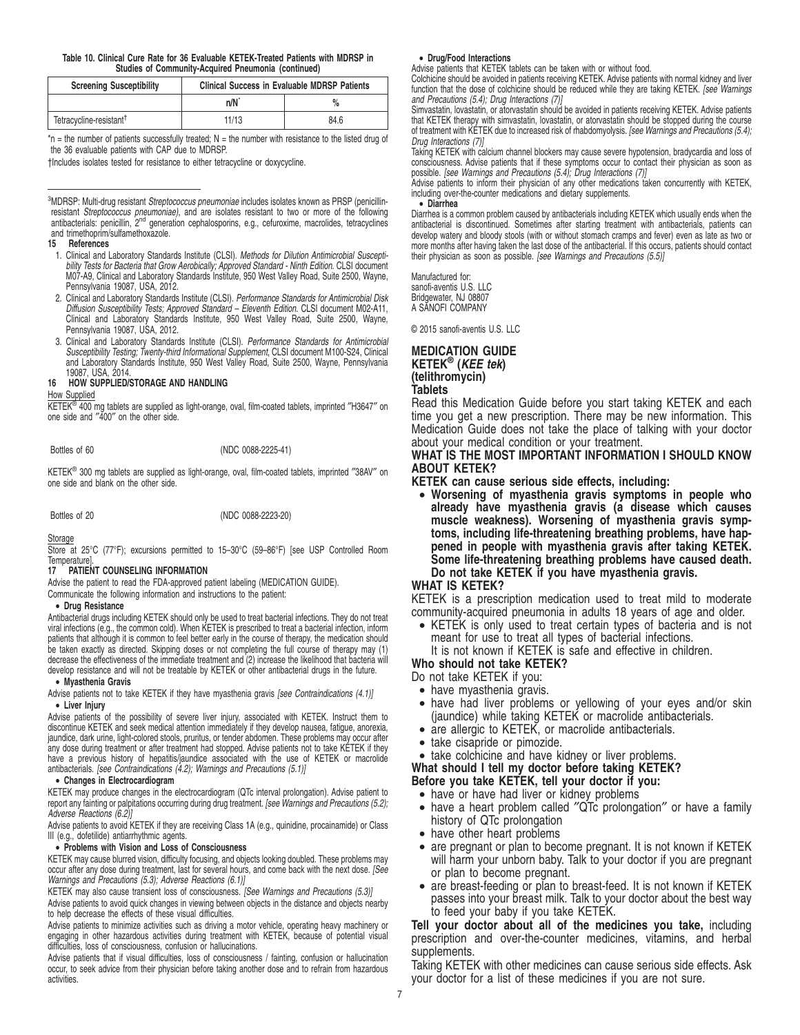**Table 10. Clinical Cure Rate for 36 Evaluable KETEK-Treated Patients with MDRSP in Studies of Community-Acquired Pneumonia (continued)**

| Screening Susceptibility | Clinical Success in Evaluable MDRSP Patients | |
|---|---|---|
| | n/N* | % |
| Tetracycline-resistant† | 11/13 | 84.6 |

*n = the number of patients successfully treated; N = the number with resistance to the listed drug of the 36 evaluable patients with CAP due to MDRSP.

†Includes isolates tested for resistance to either tetracycline or doxycycline.

---

[3]MDRSP: Multi-drug resistant *Streptococcus pneumoniae* includes isolates known as PRSP (penicillin-resistant *Streptococcus pneumoniae*), and are isolates resistant to two or more of the following antibacterials: penicillin, 2nd generation cephalosporins, e.g., cefuroxime, macrolides, tetracyclines and trimethoprim/sulfamethoxazole.

## 15 References

1. Clinical and Laboratory Standards Institute (CLSI). *Methods for Dilution Antimicrobial Susceptibility Tests for Bacteria that Grow Aerobically; Approved Standard - Ninth Edition.* CLSI document M07-A9, Clinical and Laboratory Standards Institute, 950 West Valley Road, Suite 2500, Wayne, Pennsylvania 19087, USA, 2012.
2. Clinical and Laboratory Standards Institute (CLSI). *Performance Standards for Antimicrobial Disk Diffusion Susceptibility Tests; Approved Standard – Eleventh Edition.* CLSI document M02-A11, Clinical and Laboratory Standards Institute, 950 West Valley Road, Suite 2500, Wayne, Pennsylvania 19087, USA, 2012.
3. Clinical and Laboratory Standards Institute (CLSI). *Performance Standards for Antimicrobial Susceptibility Testing; Twenty-third Informational Supplement,* CLSI document M100-S24, Clinical and Laboratory Standards Institute, 950 West Valley Road, Suite 2500, Wayne, Pennsylvania 19087, USA, 2014.

## 16 HOW SUPPLIED/STORAGE AND HANDLING

How Supplied

KETEK® 400 mg tablets are supplied as light-orange, oval, film-coated tablets, imprinted "H3647" on one side and "400" on the other side.

Bottles of 60 (NDC 0088-2225-41)

KETEK® 300 mg tablets are supplied as light-orange, oval, film-coated tablets, imprinted "38AV" on one side and blank on the other side.

Bottles of 20 (NDC 0088-2223-20)

Storage

Store at 25°C (77°F); excursions permitted to 15–30°C (59–86°F) [see USP Controlled Room Temperature].

## 17 PATIENT COUNSELING INFORMATION

Advise the patient to read the FDA-approved patient labeling (MEDICATION GUIDE).

Communicate the following information and instructions to the patient:

- **Drug Resistance**

Antibacterial drugs including KETEK should only be used to treat bacterial infections. They do not treat viral infections (e.g., the common cold). When KETEK is prescribed to treat a bacterial infection, inform patients that although it is common to feel better early in the course of therapy, the medication should be taken exactly as directed. Skipping doses or not completing the full course of therapy may (1) decrease the effectiveness of the immediate treatment and (2) increase the likelihood that bacteria will develop resistance and will not be treatable by KETEK or other antibacterial drugs in the future.

- **Myasthenia Gravis**

Advise patients not to take KETEK if they have myasthenia gravis *[see Contraindications (4.1)]*

- **Liver Injury**

Advise patients of the possibility of severe liver injury, associated with KETEK. Instruct them to discontinue KETEK and seek medical attention immediately if they develop nausea, fatigue, anorexia, jaundice, dark urine, light-colored stools, pruritus, or tender abdomen. These problems may occur after any dose during treatment or after treatment had stopped. Advise patients not to take KETEK if they have a previous history of hepatitis/jaundice associated with the use of KETEK or macrolide antibacterials. *[see Contraindications (4.2); Warnings and Precautions (5.1)]*

- **Changes in Electrocardiogram**

KETEK may produce changes in the electrocardiogram (QTc interval prolongation). Advise patient to report any fainting or palpitations occurring during drug treatment. *[see Warnings and Precautions (5.2); Adverse Reactions (6.2)]*

Advise patients to avoid KETEK if they are receiving Class 1A (e.g., quinidine, procainamide) or Class III (e.g., dofetilide) antiarrhythmic agents.

- **Problems with Vision and Loss of Consciousness**

KETEK may cause blurred vision, difficulty focusing, and objects looking doubled. These problems may occur after any dose during treatment, last for several hours, and come back with the next dose. *[See Warnings and Precautions (5.3); Adverse Reactions (6.1)]*

KETEK may also cause transient loss of consciousness. *[See Warnings and Precautions (5.3)]*

Advise patients to avoid quick changes in viewing between objects in the distance and objects nearby to help decrease the effects of these visual difficulties.

Advise patients to minimize activities such as driving a motor vehicle, operating heavy machinery or engaging in other hazardous activities during treatment with KETEK, because of potential visual difficulties, loss of consciousness, confusion or hallucinations.

Advise patients that if visual difficulties, loss of consciousness / fainting, confusion or hallucination occur, to seek advice from their physician before taking another dose and to refrain from hazardous activities.

- **Drug/Food Interactions**

Advise patients that KETEK tablets can be taken with or without food.

Colchicine should be avoided in patients receiving KETEK. Advise patients with normal kidney and liver function that the dose of colchicine should be reduced while they are taking KETEK. *[see Warnings and Precautions (5.4); Drug Interactions (7)]*

Simvastatin, lovastatin, or atorvastatin should be avoided in patients receiving KETEK. Advise patients that KETEK therapy with simvastatin, lovastatin, or atorvastatin should be stopped during the course of treatment with KETEK due to increased risk of rhabdomyolysis. *[see Warnings and Precautions (5.4); Drug Interactions (7)]*

Taking KETEK with calcium channel blockers may cause severe hypotension, bradycardia and loss of consciousness. Advise patients that if these symptoms occur to contact their physician as soon as possible. *[see Warnings and Precautions (5.4); Drug Interactions (7)]*

Advise patients to inform their physician of any other medications taken concurrently with KETEK, including over-the-counter medications and dietary supplements.

- **Diarrhea**

Diarrhea is a common problem caused by antibacterials including KETEK which usually ends when the antibacterial is discontinued. Sometimes after starting treatment with antibacterials, patients can develop watery and bloody stools (with or without stomach cramps and fever) even as late as two or more months after having taken the last dose of the antibacterial. If this occurs, patients should contact their physician as soon as possible. *[see Warnings and Precautions (5.5)]*

Manufactured for:
sanofi-aventis U.S. LLC
Bridgewater, NJ 08807
A SANOFI COMPANY

© 2015 sanofi-aventis U.S. LLC

# MEDICATION GUIDE
# KETEK® (*KEE tek*)
# (telithromycin)
# Tablets

Read this Medication Guide before you start taking KETEK and each time you get a new prescription. There may be new information. This Medication Guide does not take the place of talking with your doctor about your medical condition or your treatment.

## WHAT IS THE MOST IMPORTANT INFORMATION I SHOULD KNOW ABOUT KETEK?

**KETEK can cause serious side effects, including:**

- **Worsening of myasthenia gravis symptoms in people who already have myasthenia gravis (a disease which causes muscle weakness). Worsening of myasthenia gravis symptoms, including life-threatening breathing problems, have happened in people with myasthenia gravis after taking KETEK. Some life-threatening breathing problems have caused death. Do not take KETEK if you have myasthenia gravis.**

## WHAT IS KETEK?

KETEK is a prescription medication used to treat mild to moderate community-acquired pneumonia in adults 18 years of age and older.

- KETEK is only used to treat certain types of bacteria and is not meant for use to treat all types of bacterial infections.
  It is not known if KETEK is safe and effective in children.

## Who should not take KETEK?

Do not take KETEK if you:

- have myasthenia gravis.
- have had liver problems or yellowing of your eyes and/or skin (jaundice) while taking KETEK or macrolide antibacterials.
- are allergic to KETEK, or macrolide antibacterials.
- take cisapride or pimozide.
- take colchicine and have kidney or liver problems.

## What should I tell my doctor before taking KETEK?

**Before you take KETEK, tell your doctor if you:**

- have or have had liver or kidney problems
- have a heart problem called "QTc prolongation" or have a family history of QTc prolongation
- have other heart problems
- are pregnant or plan to become pregnant. It is not known if KETEK will harm your unborn baby. Talk to your doctor if you are pregnant or plan to become pregnant.
- are breast-feeding or plan to breast-feed. It is not known if KETEK passes into your breast milk. Talk to your doctor about the best way to feed your baby if you take KETEK.

**Tell your doctor about all of the medicines you take,** including prescription and over-the-counter medicines, vitamins, and herbal supplements.

Taking KETEK with other medicines can cause serious side effects. Ask your doctor for a list of these medicines if you are not sure.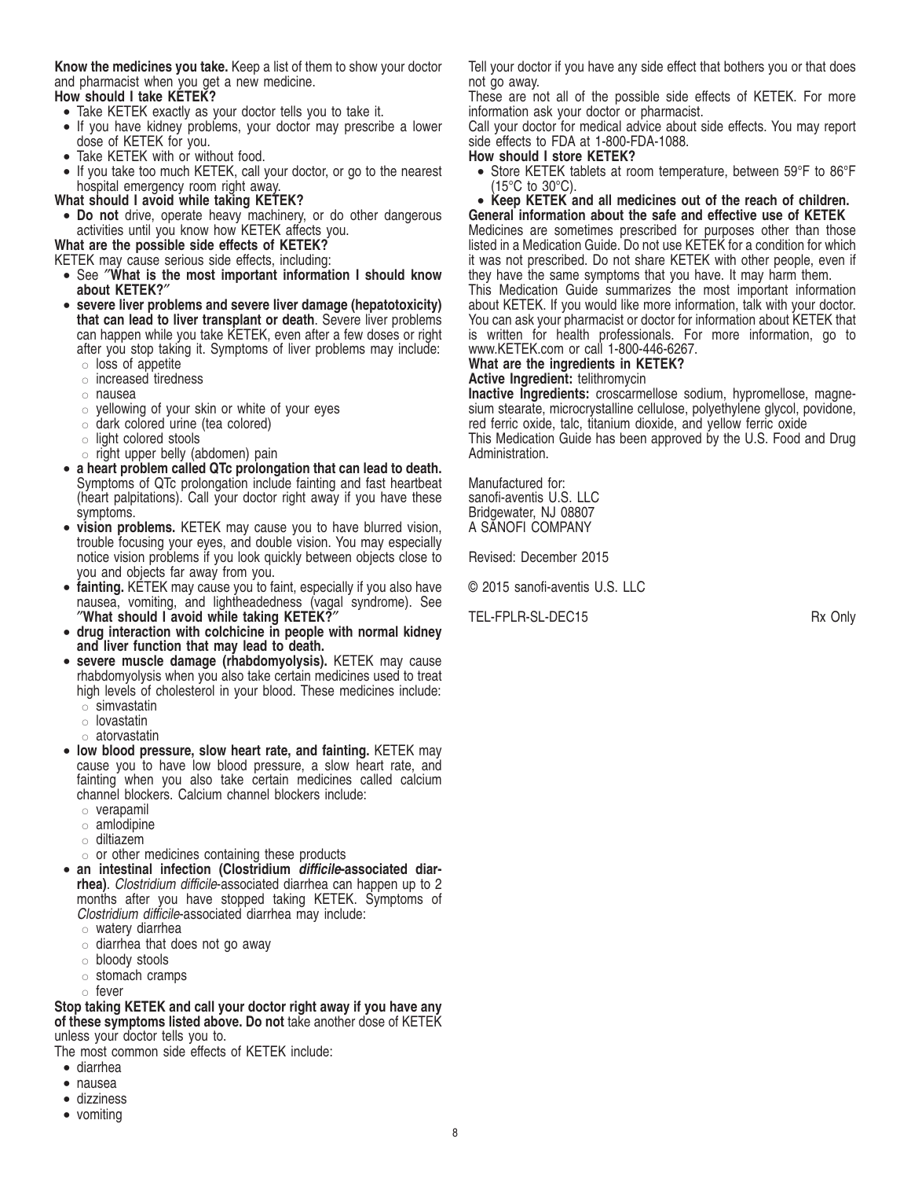**Know the medicines you take.** Keep a list of them to show your doctor and pharmacist when you get a new medicine.

**How should I take KETEK?**

- Take KETEK exactly as your doctor tells you to take it.
- If you have kidney problems, your doctor may prescribe a lower dose of KETEK for you.
- Take KETEK with or without food.
- If you take too much KETEK, call your doctor, or go to the nearest hospital emergency room right away.

**What should I avoid while taking KETEK?**

- **Do not** drive, operate heavy machinery, or do other dangerous activities until you know how KETEK affects you.

**What are the possible side effects of KETEK?**

KETEK may cause serious side effects, including:

- See **"What is the most important information I should know about KETEK?"**
- **severe liver problems and severe liver damage (hepatotoxicity) that can lead to liver transplant or death**. Severe liver problems can happen while you take KETEK, even after a few doses or right after you stop taking it. Symptoms of liver problems may include:
  - loss of appetite
  - increased tiredness
  - nausea
  - yellowing of your skin or white of your eyes
  - dark colored urine (tea colored)
  - light colored stools
  - right upper belly (abdomen) pain
- **a heart problem called QTc prolongation that can lead to death.** Symptoms of QTc prolongation include fainting and fast heartbeat (heart palpitations). Call your doctor right away if you have these symptoms.
- **vision problems.** KETEK may cause you to have blurred vision, trouble focusing your eyes, and double vision. You may especially notice vision problems if you look quickly between objects close to you and objects far away from you.
- **fainting.** KETEK may cause you to faint, especially if you also have nausea, vomiting, and lightheadedness (vagal syndrome). See **"What should I avoid while taking KETEK?"**
- **drug interaction with colchicine in people with normal kidney and liver function that may lead to death.**
- **severe muscle damage (rhabdomyolysis).** KETEK may cause rhabdomyolysis when you also take certain medicines used to treat high levels of cholesterol in your blood. These medicines include:
  - simvastatin
  - lovastatin
  - atorvastatin
- **low blood pressure, slow heart rate, and fainting.** KETEK may cause you to have low blood pressure, a slow heart rate, and fainting when you also take certain medicines called calcium channel blockers. Calcium channel blockers include:
  - verapamil
  - amlodipine
  - diltiazem
  - or other medicines containing these products
- **an intestinal infection (Clostridium *difficile*-associated diarrhea)**. *Clostridium difficile*-associated diarrhea can happen up to 2 months after you have stopped taking KETEK. Symptoms of *Clostridium difficile*-associated diarrhea may include:
  - watery diarrhea
  - diarrhea that does not go away
  - bloody stools
  - stomach cramps
  - fever

**Stop taking KETEK and call your doctor right away if you have any of these symptoms listed above. Do not** take another dose of KETEK unless your doctor tells you to.

The most common side effects of KETEK include:

- diarrhea
- nausea
- dizziness
- vomiting

Tell your doctor if you have any side effect that bothers you or that does not go away.

These are not all of the possible side effects of KETEK. For more information ask your doctor or pharmacist.

Call your doctor for medical advice about side effects. You may report side effects to FDA at 1-800-FDA-1088.

**How should I store KETEK?**

- Store KETEK tablets at room temperature, between 59°F to 86°F (15°C to 30°C).
- **Keep KETEK and all medicines out of the reach of children.**

**General information about the safe and effective use of KETEK**

Medicines are sometimes prescribed for purposes other than those listed in a Medication Guide. Do not use KETEK for a condition for which it was not prescribed. Do not share KETEK with other people, even if they have the same symptoms that you have. It may harm them.

This Medication Guide summarizes the most important information about KETEK. If you would like more information, talk with your doctor. You can ask your pharmacist or doctor for information about KETEK that is written for health professionals. For more information, go to www.KETEK.com or call 1-800-446-6267.

**What are the ingredients in KETEK?**

**Active Ingredient:** telithromycin

**Inactive Ingredients:** croscarmellose sodium, hypromellose, magnesium stearate, microcrystalline cellulose, polyethylene glycol, povidone, red ferric oxide, talc, titanium dioxide, and yellow ferric oxide

This Medication Guide has been approved by the U.S. Food and Drug Administration.

Manufactured for:
sanofi-aventis U.S. LLC
Bridgewater, NJ 08807
A SANOFI COMPANY

Revised: December 2015

© 2015 sanofi-aventis U.S. LLC

TEL-FPLR-SL-DEC15

Rx Only